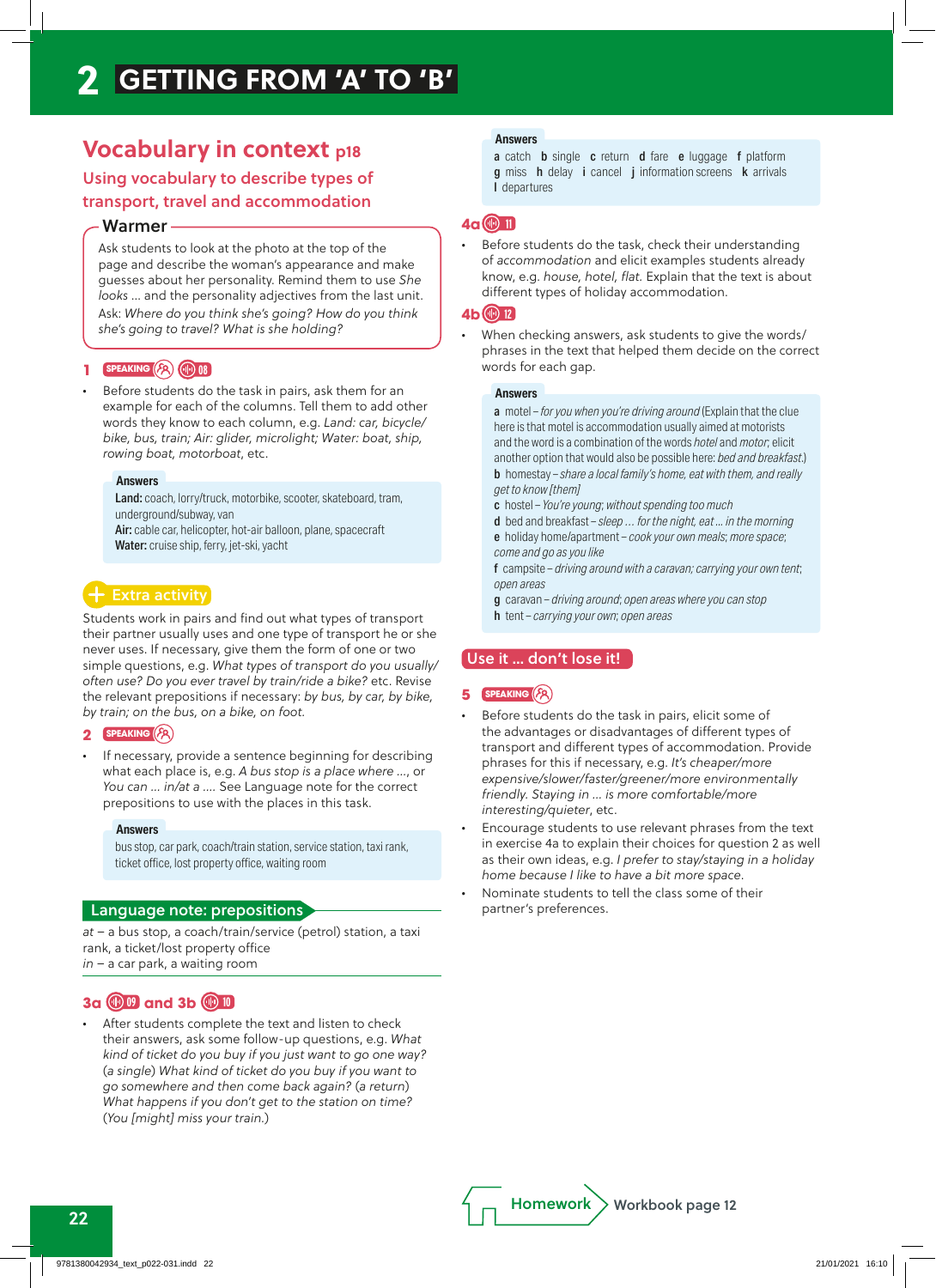# 2 GETTING FROM 'A' TO 'B'

## Vocabulary in context p18

### Using vocabulary to describe types of transport, travel and accommodation

### Warmer

Ask students to look at the photo at the top of the page and describe the woman's appearance and make guesses about her personality. Remind them to use *She looks …* and the personality adjectives from the last unit. Ask: *Where do you think she's going? How do you think she's going to travel? What is she holding?*

**1** SPEAKING 08

- Before students do the task in pairs, ask them for an example for each of the columns. Tell them to add other words they know to each column, e.g. *Land: car, bicycle/bike, bus, train; Air: glider, microlight; Water: boat, ship, rowing boat, motorboat*, etc.

**Answers**

**Land:** coach, lorry/truck, motorbike, scooter, skateboard, tram, underground/subway, van
**Air:** cable car, helicopter, hot-air balloon, plane, spacecraft
**Water:** cruise ship, ferry, jet-ski, yacht

### Extra activity

Students work in pairs and find out what types of transport their partner usually uses and one type of transport he or she never uses. If necessary, give them the form of one or two simple questions, e.g. *What types of transport do you usually/often use? Do you ever travel by train/ride a bike?* etc. Revise the relevant prepositions if necessary: *by bus, by car, by bike, by train; on the bus, on a bike, on foot.*

**2** SPEAKING

- If necessary, provide a sentence beginning for describing what each place is, e.g. *A bus stop is a place where …*, or *You can … in/at a …*. See Language note for the correct prepositions to use with the places in this task.

**Answers**

bus stop, car park, coach/train station, service station, taxi rank, ticket office, lost property office, waiting room

### Language note: prepositions

*at* – a bus stop, a coach/train/service (petrol) station, a taxi rank, a ticket/lost property office
*in* – a car park, a waiting room

**3a** 09 **and 3b** 10

- After students complete the text and listen to check their answers, ask some follow-up questions, e.g. *What kind of ticket do you buy if you just want to go one way?* (a single) *What kind of ticket do you buy if you want to go somewhere and then come back again?* (a return) *What happens if you don't get to the station on time?* (You [might] miss your train.)

**Answers**

**a** catch **b** single **c** return **d** fare **e** luggage **f** platform
**g** miss **h** delay **i** cancel **j** information screens **k** arrivals
**l** departures

**4a** 11

- Before students do the task, check their understanding of *accommodation* and elicit examples students already know, e.g. *house, hotel, flat.* Explain that the text is about different types of holiday accommodation.

**4b** 12

- When checking answers, ask students to give the words/phrases in the text that helped them decide on the correct words for each gap.

**Answers**

**a** motel – *for you when you're driving around* (Explain that the clue here is that motel is accommodation usually aimed at motorists and the word is a combination of the words *hotel* and *motor*; elicit another option that would also be possible here: *bed and breakfast*.)
**b** homestay – *share a local family's home, eat with them, and really get to know [them]*
**c** hostel – *You're young; without spending too much*
**d** bed and breakfast – *sleep … for the night, eat … in the morning*
**e** holiday home/apartment – *cook your own meals; more space; come and go as you like*
**f** campsite – *driving around with a caravan; carrying your own tent; open areas*
**g** caravan – *driving around; open areas where you can stop*
**h** tent – *carrying your own; open areas*

### Use it … don't lose it!

**5** SPEAKING

- Before students do the task in pairs, elicit some of the advantages or disadvantages of different types of transport and different types of accommodation. Provide phrases for this if necessary, e.g. *It's cheaper/more expensive/faster/greener/more environmentally friendly. Staying in … is more comfortable/more interesting/quieter*, etc.
- Encourage students to use relevant phrases from the text in exercise 4a to explain their choices for question 2 as well as their own ideas, e.g. *I prefer to stay/staying in a holiday home because I like to have a bit more space.*
- Nominate students to tell the class some of their partner's preferences.

**Homework** Workbook page 12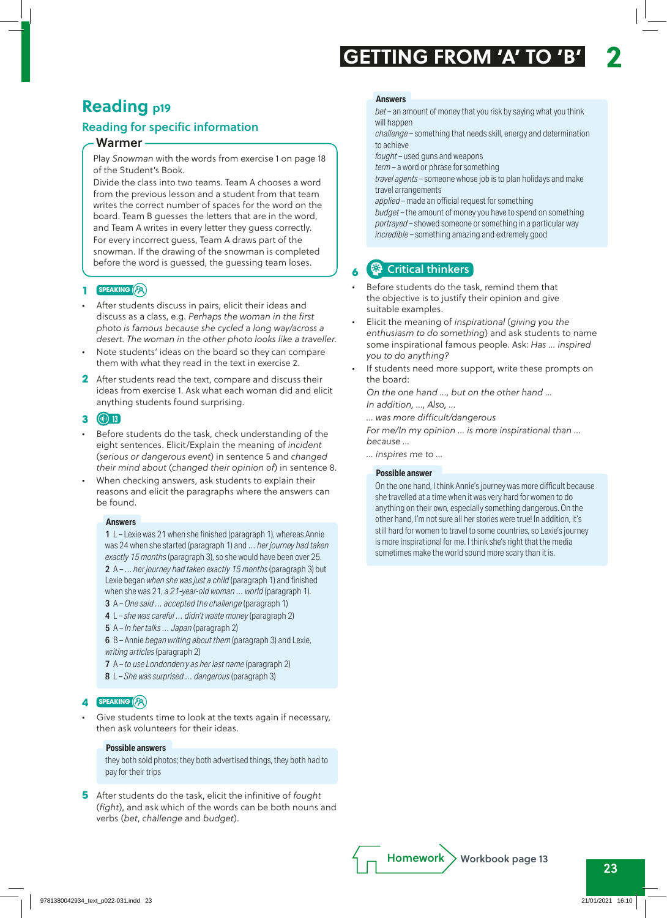# GETTING FROM 'A' TO 'B' 2

## Reading p19

### Reading for specific information

**Warmer**

Play *Snowman* with the words from exercise 1 on page 18 of the Student's Book.
Divide the class into two teams. Team A chooses a word from the previous lesson and a student from that team writes the correct number of spaces for the word on the board. Team B guesses the letters that are in the word, and Team A writes in every letter they guess correctly. For every incorrect guess, Team A draws part of the snowman. If the drawing of the snowman is completed before the word is guessed, the guessing team loses.

**1** SPEAKING

- After students discuss in pairs, elicit their ideas and discuss as a class, e.g. *Perhaps the woman in the first photo is famous because she cycled a long way/across a desert. The woman in the other photo looks like a traveller.*
- Note students' ideas on the board so they can compare them with what they read in the text in exercise 2.

**2** After students read the text, compare and discuss their ideas from exercise 1. Ask what each woman did and elicit anything students found surprising.

**3** 13

- Before students do the task, check understanding of the eight sentences. Elicit/Explain the meaning of *incident* (*serious or dangerous event*) in sentence 5 and *changed their mind about* (*changed their opinion of*) in sentence 8.
- When checking answers, ask students to explain their reasons and elicit the paragraphs where the answers can be found.

**Answers**

**1** L – Lexie was 21 when she finished (paragraph 1), whereas Annie was 24 when she started (paragraph 1) and … *her journey had taken exactly 15 months* (paragraph 3), so she would have been over 25.
**2** A – … *her journey had taken exactly 15 months* (paragraph 3) but Lexie began *when she was just a child* (paragraph 1) and finished when she was 21, *a 21-year-old woman … world* (paragraph 1).
**3** A – *One said … accepted the challenge* (paragraph 1)
**4** L – *she was careful … didn't waste money* (paragraph 2)
**5** A – *In her talks … Japan* (paragraph 2)
**6** B – Annie *began writing about them* (paragraph 3) and Lexie, *writing articles* (paragraph 2)
**7** A – *to use Londonderry as her last name* (paragraph 2)
**8** L – *She was surprised … dangerous* (paragraph 3)

**4** SPEAKING

- Give students time to look at the texts again if necessary, then ask volunteers for their ideas.

**Possible answers**

they both sold photos; they both advertised things, they both had to pay for their trips

**5** After students do the task, elicit the infinitive of *fought* (*fight*), and ask which of the words can be both nouns and verbs (*bet*, *challenge* and *budget*).

**Answers**

*bet* – an amount of money that you risk by saying what you think will happen
*challenge* – something that needs skill, energy and determination to achieve
*fought* – used guns and weapons
*term* – a word or phrase for something
*travel agents* – someone whose job is to plan holidays and make travel arrangements
*applied* – made an official request for something
*budget* – the amount of money you have to spend on something
*portrayed* – showed someone or something in a particular way
*incredible* – something amazing and extremely good

**6** Critical thinkers

- Before students do the task, remind them that the objective is to justify their opinion and give suitable examples.
- Elicit the meaning of *inspirational* (*giving you the enthusiasm to do something*) and ask students to name some inspirational famous people. Ask: *Has … inspired you to do anything?*
- If students need more support, write these prompts on the board:
  *On the one hand …, but on the other hand …*
  *In addition, …, Also, …*
  *… was more difficult/dangerous*
  *For me/In my opinion … is more inspirational than … because …*
  *… inspires me to …*

**Possible answer**

On the one hand, I think Annie's journey was more difficult because she travelled at a time when it was very hard for women to do anything on their own, especially something dangerous. On the other hand, I'm not sure all her stories were true! In addition, it's still hard for women to travel to some countries, so Lexie's journey is more inspirational for me. I think she's right that the media sometimes make the world sound more scary than it is.

**Homework** Workbook page 13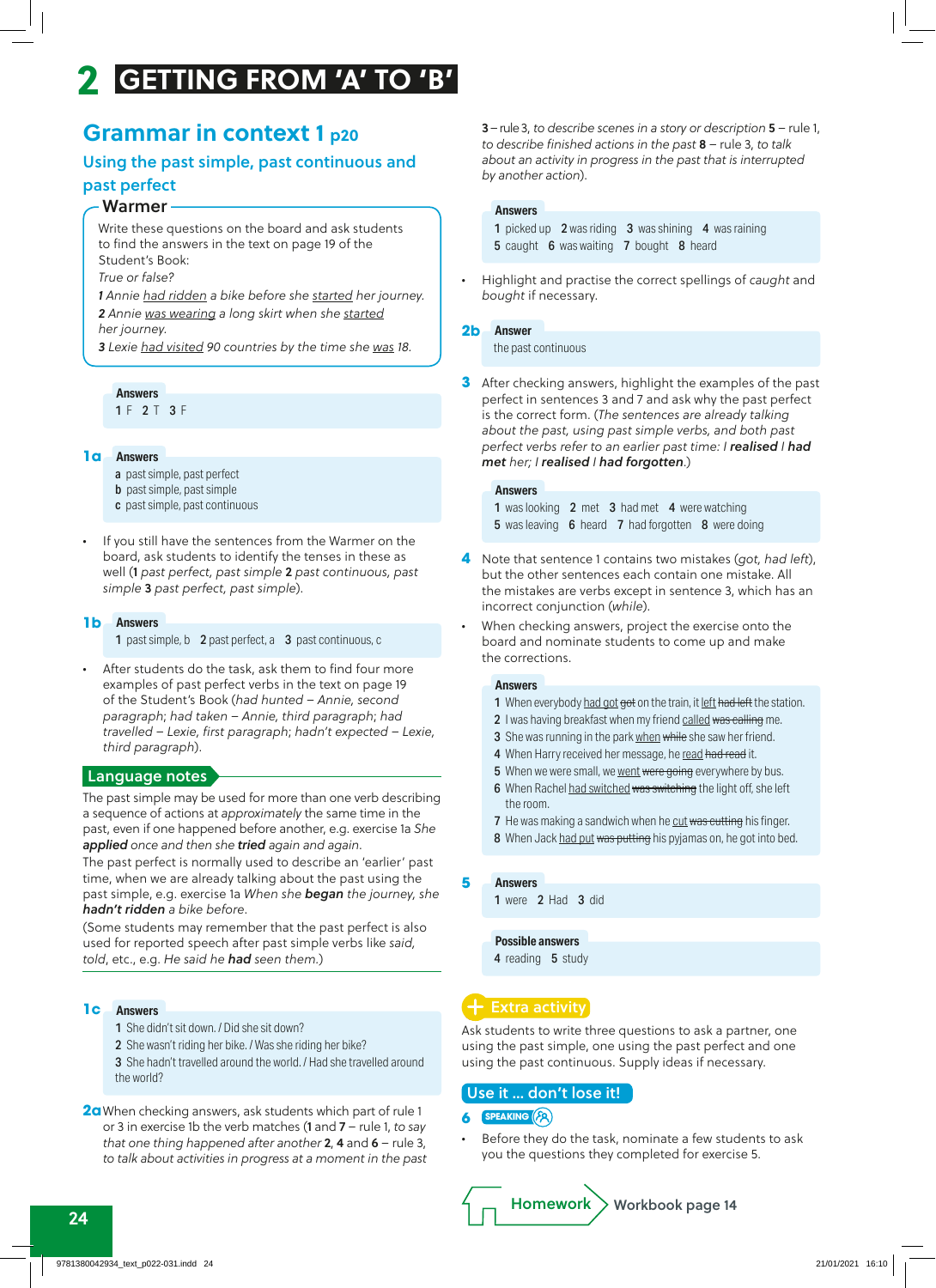# 2 GETTING FROM 'A' TO 'B'

## Grammar in context 1 p20

### Using the past simple, past continuous and past perfect

**Warmer**

Write these questions on the board and ask students to find the answers in the text on page 19 of the Student's Book:

*True or false?*

***1** Annie had ridden a bike before she started her journey.*

***2** Annie was wearing a long skirt when she started her journey.*

***3** Lexie had visited 90 countries by the time she was 18.*

**Answers**

1 F 2 T 3 F

**1a Answers**

**a** past simple, past perfect
**b** past simple, past simple
**c** past simple, past continuous

- If you still have the sentences from the Warmer on the board, ask students to identify the tenses in these as well (**1** *past perfect, past simple* **2** *past continuous, past simple* **3** *past perfect, past simple*).

**1b Answers**

**1** past simple, b **2** past perfect, a **3** past continuous, c

- After students do the task, ask them to find four more examples of past perfect verbs in the text on page 19 of the Student's Book (*had hunted – Annie, second paragraph; had taken – Annie, third paragraph; had travelled – Lexie, first paragraph; hadn't expected – Lexie, third paragraph*).

**Language notes**

The past simple may be used for more than one verb describing a sequence of actions at *approximately* the same time in the past, even if one happened before another, e.g. exercise 1a *She **applied** once and then she **tried** again and again.*

The past perfect is normally used to describe an 'earlier' past time, when we are already talking about the past using the past simple, e.g. exercise 1a *When she **began** the journey, she **hadn't ridden** a bike before.*

(Some students may remember that the past perfect is also used for reported speech after past simple verbs like *said*, *told*, etc., e.g. *He said he **had** seen them.*)

**1c Answers**

**1** She didn't sit down. / Did she sit down?
**2** She wasn't riding her bike. / Was she riding her bike?
**3** She hadn't travelled around the world. / Had she travelled around the world?

**2a** When checking answers, ask students which part of rule 1 or 3 in exercise 1b the verb matches (**1** and **7** – rule 1, *to say that one thing happened after another* **2**, **4** and **6** – rule 3, *to talk about activities in progress at a moment in the past* **3** – rule 3, *to describe scenes in a story or description* **5** – rule 1, *to describe finished actions in the past* **8** – rule 3, *to talk about an activity in progress in the past that is interrupted by another action*).

**Answers**

**1** picked up **2** was riding **3** was shining **4** was raining
**5** caught **6** was waiting **7** bought **8** heard

- Highlight and practise the correct spellings of *caught* and *bought* if necessary.

**2b Answer**

the past continuous

**3** After checking answers, highlight the examples of the past perfect in sentences 3 and 7 and ask why the past perfect is the correct form. (*The sentences are already talking about the past, using past simple verbs, and both past perfect verbs refer to an earlier past time: I **realised** I **had met** her; I **realised** I **had forgotten**.*)

**Answers**

**1** was looking **2** met **3** had met **4** were watching
**5** was leaving **6** heard **7** had forgotten **8** were doing

**4** Note that sentence 1 contains two mistakes (*got, had left*), but the other sentences each contain one mistake. All the mistakes are verbs except in sentence 3, which has an incorrect conjunction (*while*).

- When checking answers, project the exercise onto the board and nominate students to come up and make the corrections.

**Answers**

**1** When everybody had got ~~got~~ on the train, it left ~~had left~~ the station.
**2** I was having breakfast when my friend called ~~was calling~~ me.
**3** She was running in the park when ~~while~~ she saw her friend.
**4** When Harry received her message, he read ~~had read~~ it.
**5** When we were small, we went ~~were going~~ everywhere by bus.
**6** When Rachel had switched ~~was switching~~ the light off, she left the room.
**7** He was making a sandwich when he cut ~~was cutting~~ his finger.
**8** When Jack had put ~~was putting~~ his pyjamas on, he got into bed.

**5 Answers**

**1** were **2** Had **3** did

**Possible answers**

**4** reading **5** study

**Extra activity**

Ask students to write three questions to ask a partner, one using the past simple, one using the past perfect and one using the past continuous. Supply ideas if necessary.

**Use it ... don't lose it!**

**6** SPEAKING

- Before they do the task, nominate a few students to ask you the questions they completed for exercise 5.

**Homework** Workbook page 14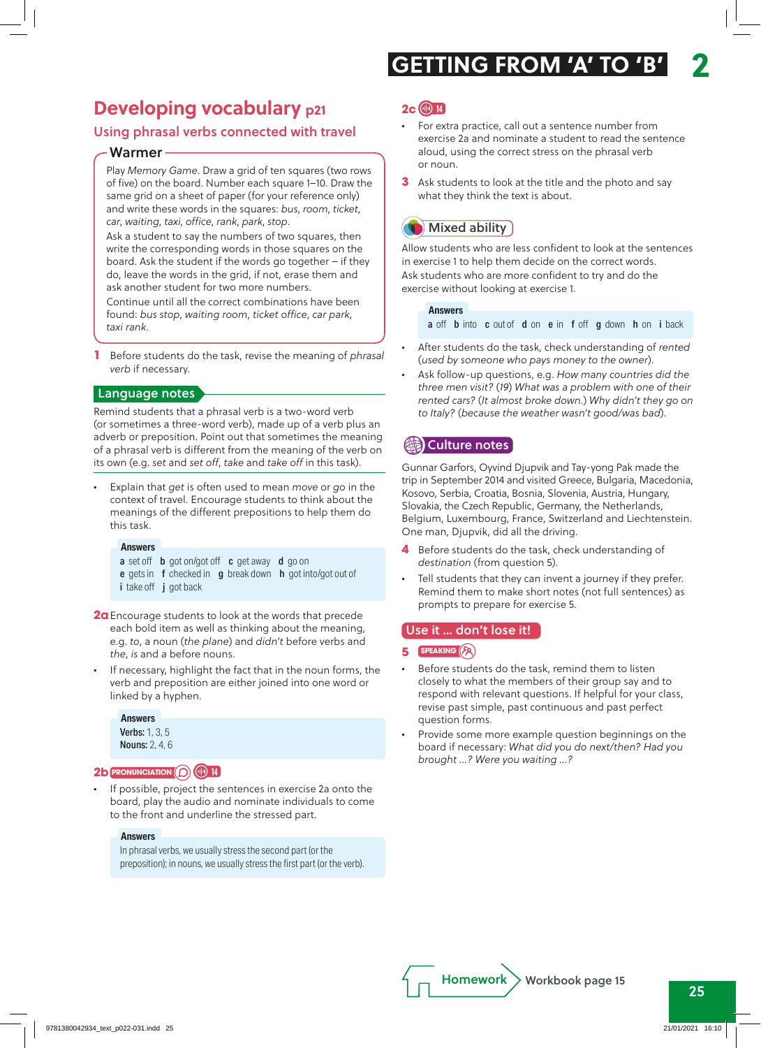## Developing vocabulary p21

### Using phrasal verbs connected with travel

**Warmer**

Play *Memory Game*. Draw a grid of ten squares (two rows of five) on the board. Number each square 1–10. Draw the same grid on a sheet of paper (for your reference only) and write these words in the squares: *bus*, *room*, *ticket*, *car*, *waiting*, *taxi*, *office*, *rank*, *park*, *stop*.

Ask a student to say the numbers of two squares, then write the corresponding words in those squares on the board. Ask the student if the words go together – if they do, leave the words in the grid, if not, erase them and ask another student for two more numbers.

Continue until all the correct combinations have been found: *bus stop*, *waiting room*, *ticket office*, *car park*, *taxi rank*.

**1** Before students do the task, revise the meaning of *phrasal verb* if necessary.

**Language notes**

Remind students that a phrasal verb is a two-word verb (or sometimes a three-word verb), made up of a verb plus an adverb or preposition. Point out that sometimes the meaning of a phrasal verb is different from the meaning of the verb on its own (e.g. *set* and *set off*, *take* and *take off* in this task).

- Explain that *get* is often used to mean *move* or *go* in the context of travel. Encourage students to think about the meanings of the different prepositions to help them do this task.

**Answers**
**a** set off **b** got on/got off **c** get away **d** go on
**e** gets in **f** checked in **g** break down **h** got into/got out of
**i** take off **j** got back

**2a** Encourage students to look at the words that precede each bold item as well as thinking about the meaning, e.g. *to*, a noun (*the plane*) and *didn't* before verbs and *the*, *is* and *a* before nouns.

- If necessary, highlight the fact that in the noun forms, the verb and preposition are either joined into one word or linked by a hyphen.

**Answers**
**Verbs:** 1, 3, 5
**Nouns:** 2, 4, 6

**2b** PRONUNCIATION 14

- If possible, project the sentences in exercise 2a onto the board, play the audio and nominate individuals to come to the front and underline the stressed part.

**Answers**
In phrasal verbs, we usually stress the second part (or the preposition); in nouns, we usually stress the first part (or the verb).

**2c** 14

- For extra practice, call out a sentence number from exercise 2a and nominate a student to read the sentence aloud, using the correct stress on the phrasal verb or noun.

**3** Ask students to look at the title and the photo and say what they think the text is about.

**Mixed ability**

Allow students who are less confident to look at the sentences in exercise 1 to help them decide on the correct words.
Ask students who are more confident to try and do the exercise without looking at exercise 1.

**Answers**
**a** off **b** into **c** out of **d** on **e** in **f** off **g** down **h** on **i** back

- After students do the task, check understanding of *rented* (*used by someone who pays money to the owner*).
- Ask follow-up questions, e.g. *How many countries did the three men visit?* (*19*) *What was a problem with one of their rented cars?* (*It almost broke down.*) *Why didn't they go on to Italy?* (*because the weather wasn't good/was bad*).

**Culture notes**

Gunnar Garfors, Oyvind Djupvik and Tay-yong Pak made the trip in September 2014 and visited Greece, Bulgaria, Macedonia, Kosovo, Serbia, Croatia, Bosnia, Slovenia, Austria, Hungary, Slovakia, the Czech Republic, Germany, the Netherlands, Belgium, Luxembourg, France, Switzerland and Liechtenstein. One man, Djupvik, did all the driving.

**4** Before students do the task, check understanding of *destination* (from question 5).

- Tell students that they can invent a journey if they prefer. Remind them to make short notes (not full sentences) as prompts to prepare for exercise 5.

**Use it ... don't lose it!**

**5** SPEAKING

- Before students do the task, remind them to listen closely to what the members of their group say and to respond with relevant questions. If helpful for your class, revise past simple, past continuous and past perfect question forms.
- Provide some more example question beginnings on the board if necessary: *What did you do next/then? Had you brought ...? Were you waiting ...?*

**Homework** Workbook page 15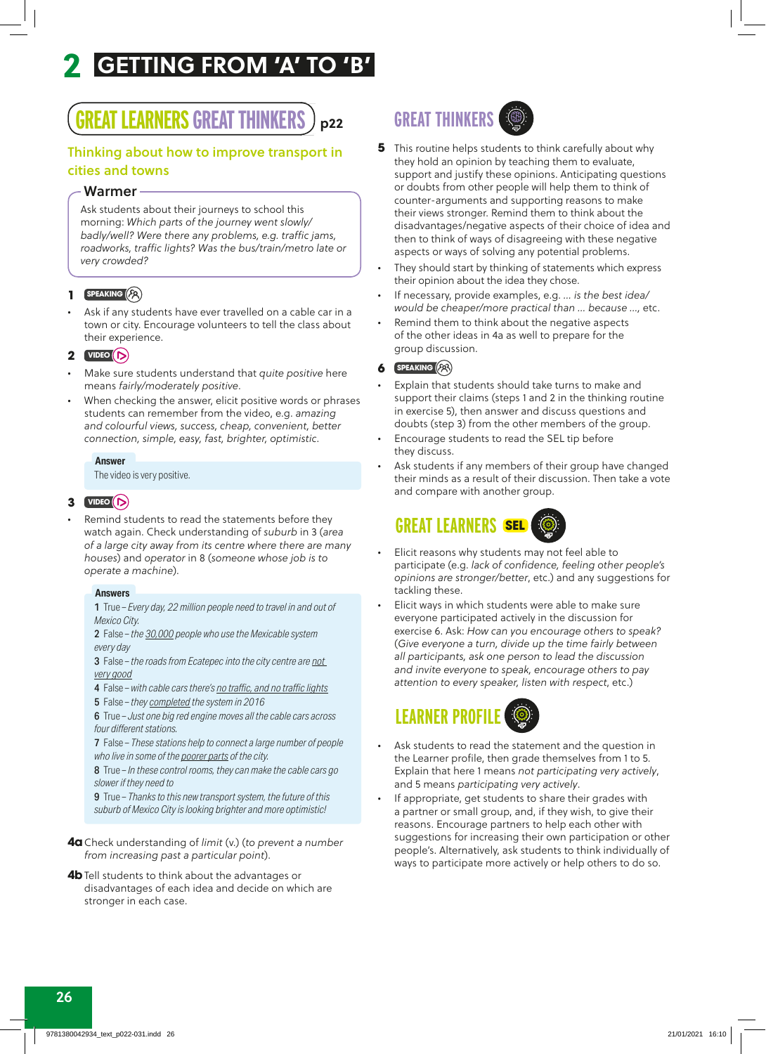# 2 GETTING FROM 'A' TO 'B'

## GREAT LEARNERS GREAT THINKERS p22

### Thinking about how to improve transport in cities and towns

**Warmer**

Ask students about their journeys to school this morning: *Which parts of the journey went slowly/ badly/well? Were there any problems, e.g. traffic jams, roadworks, traffic lights? Was the bus/train/metro late or very crowded?*

**1** SPEAKING

- Ask if any students have ever travelled on a cable car in a town or city. Encourage volunteers to tell the class about their experience.

**2** VIDEO

- Make sure students understand that *quite positive* here means *fairly/moderately positive*.
- When checking the answer, elicit positive words or phrases students can remember from the video, e.g. *amazing and colourful views, success, cheap, convenient, better connection, simple, easy, fast, brighter, optimistic*.

**Answer**

The video is very positive.

**3** VIDEO

- Remind students to read the statements before they watch again. Check understanding of *suburb* in 3 (*area of a large city away from its centre where there are many houses*) and *operator* in 8 (*someone whose job is to operate a machine*).

**Answers**

1 True – *Every day, 22 million people need to travel in and out of Mexico City.*
2 False – *the 30,000 people who use the Mexicable system every day*
3 False – *the roads from Ecatepec into the city centre are not very good*
4 False – *with cable cars there's no traffic, and no traffic lights*
5 False – *they completed the system in 2016*
6 True – *Just one big red engine moves all the cable cars across four different stations.*
7 False – *These stations help to connect a large number of people who live in some of the poorer parts of the city.*
8 True – *In these control rooms, they can make the cable cars go slower if they need to*
9 True – *Thanks to this new transport system, the future of this suburb of Mexico City is looking brighter and more optimistic!*

**4a** Check understanding of *limit* (v.) (*to prevent a number from increasing past a particular point*).

**4b** Tell students to think about the advantages or disadvantages of each idea and decide on which are stronger in each case.

## GREAT THINKERS

**5** This routine helps students to think carefully about why they hold an opinion by teaching them to evaluate, support and justify these opinions. Anticipating questions or doubts from other people will help them to think of counter-arguments and supporting reasons to make their views stronger. Remind them to think about the disadvantages/negative aspects of their choice of idea and then to think of ways of disagreeing with these negative aspects or ways of solving any potential problems.

- They should start by thinking of statements which express their opinion about the idea they chose.
- If necessary, provide examples, e.g. *… is the best idea/ would be cheaper/more practical than … because …*, etc.
- Remind them to think about the negative aspects of the other ideas in 4a as well to prepare for the group discussion.

**6** SPEAKING

- Explain that students should take turns to make and support their claims (steps 1 and 2 in the thinking routine in exercise 5), then answer and discuss questions and doubts (step 3) from the other members of the group.
- Encourage students to read the SEL tip before they discuss.
- Ask students if any members of their group have changed their minds as a result of their discussion. Then take a vote and compare with another group.

## GREAT LEARNERS SEL

- Elicit reasons why students may not feel able to participate (e.g. *lack of confidence, feeling other people's opinions are stronger/better*, etc.) and any suggestions for tackling these.
- Elicit ways in which students were able to make sure everyone participated actively in the discussion for exercise 6. Ask: *How can you encourage others to speak?* (*Give everyone a turn, divide up the time fairly between all participants, ask one person to lead the discussion and invite everyone to speak, encourage others to pay attention to every speaker, listen with respect*, etc.)

## LEARNER PROFILE

- Ask students to read the statement and the question in the Learner profile, then grade themselves from 1 to 5. Explain that here 1 means *not participating very actively*, and 5 means *participating very actively*.
- If appropriate, get students to share their grades with a partner or small group, and, if they wish, to give their reasons. Encourage partners to help each other with suggestions for increasing their own participation or other people's. Alternatively, ask students to think individually of ways to participate more actively or help others to do so.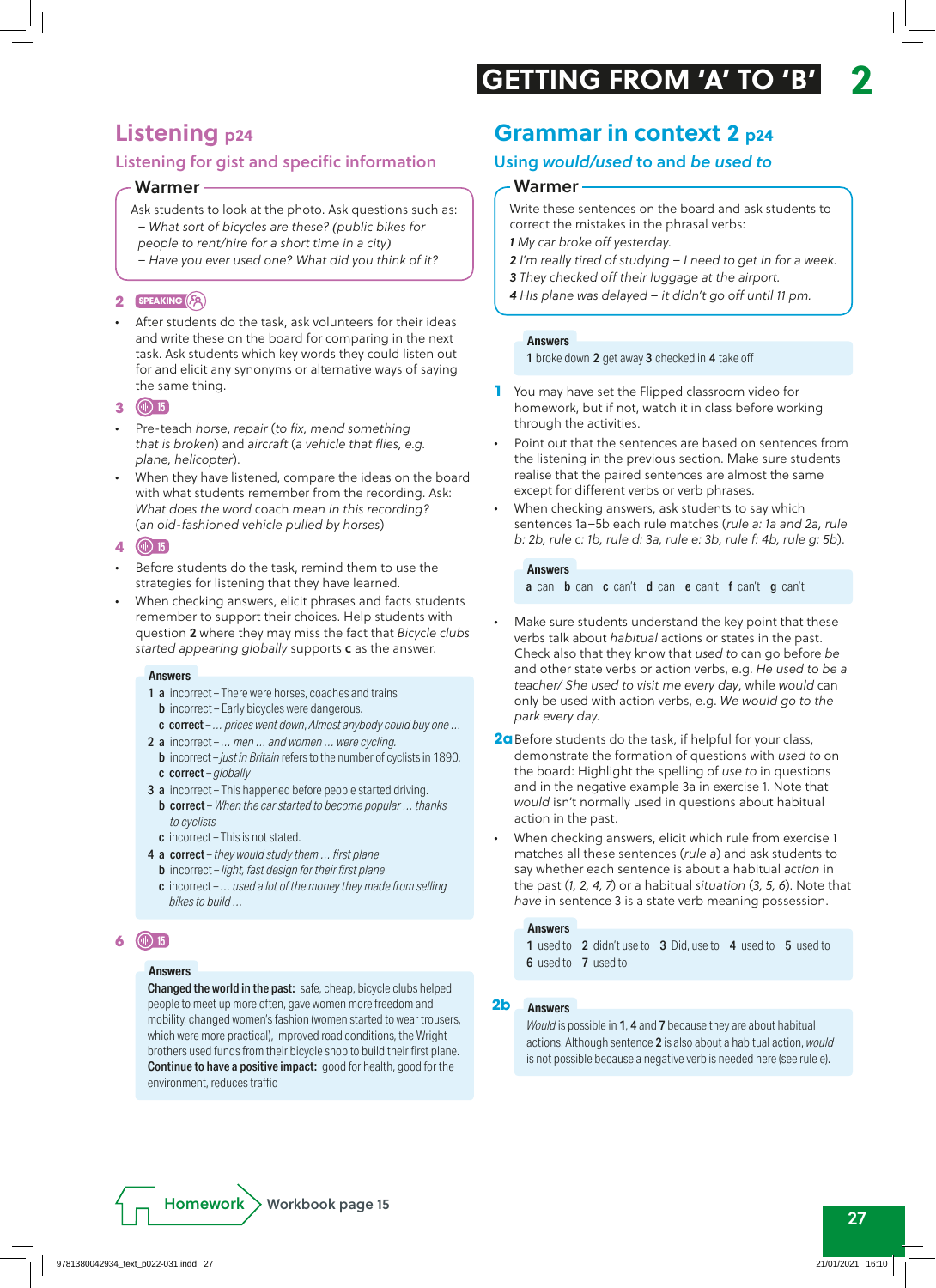## Listening p24

### Listening for gist and specific information

**Warmer**

Ask students to look at the photo. Ask questions such as:
– *What sort of bicycles are these? (public bikes for people to rent/hire for a short time in a city)*
– *Have you ever used one? What did you think of it?*

**2** SPEAKING

- After students do the task, ask volunteers for their ideas and write these on the board for comparing in the next task. Ask students which key words they could listen out for and elicit any synonyms or alternative ways of saying the same thing.

**3** 15

- Pre-teach *horse*, *repair* (*to fix, mend something that is broken*) and *aircraft* (*a vehicle that flies, e.g. plane, helicopter*).
- When they have listened, compare the ideas on the board with what students remember from the recording. Ask: *What does the word* coach *mean in this recording?* (*an old-fashioned vehicle pulled by horses*)

**4** 15

- Before students do the task, remind them to use the strategies for listening that they have learned.
- When checking answers, elicit phrases and facts students remember to support their choices. Help students with question **2** where they may miss the fact that *Bicycle clubs started appearing globally* supports **c** as the answer.

**Answers**

1 **a** incorrect – There were horses, coaches and trains.
**b** incorrect – Early bicycles were dangerous.
**c** **correct** – *... prices went down, Almost anybody could buy one ...*
2 **a** incorrect – *... men ... and women ... were cycling.*
**b** incorrect – *just in Britain* refers to the number of cyclists in 1890.
**c** **correct** – *globally*
3 **a** incorrect – This happened before people started driving.
**b** **correct** – *When the car started to become popular ... thanks to cyclists*
**c** incorrect – This is not stated.
4 **a** **correct** – *they would study them ... first plane*
**b** incorrect – *light, fast design for their first plane*
**c** incorrect – *... used a lot of the money they made from selling bikes to build ...*

**6** 15

**Answers**

**Changed the world in the past:** safe, cheap, bicycle clubs helped people to meet up more often, gave women more freedom and mobility, changed women's fashion (women started to wear trousers, which were more practical), improved road conditions, the Wright brothers used funds from their bicycle shop to build their first plane.
**Continue to have a positive impact:** good for health, good for the environment, reduces traffic

## Grammar in context 2 p24

### Using *would/used* to and *be used to*

**Warmer**

Write these sentences on the board and ask students to correct the mistakes in the phrasal verbs:
*1 My car broke off yesterday.*
*2 I'm really tired of studying – I need to get in for a week.*
*3 They checked off their luggage at the airport.*
*4 His plane was delayed – it didn't go off until 11 pm.*

**Answers**

1 broke down **2** get away **3** checked in **4** take off

**1** You may have set the Flipped classroom video for homework, but if not, watch it in class before working through the activities.

- Point out that the sentences are based on sentences from the listening in the previous section. Make sure students realise that the paired sentences are almost the same except for different verbs or verb phrases.
- When checking answers, ask students to say which sentences 1a–5b each rule matches (*rule a: 1a and 2a, rule b: 2b, rule c: 1b, rule d: 3a, rule e: 3b, rule f: 4b, rule g: 5b*).

**Answers**

**a** can **b** can **c** can't **d** can **e** can't **f** can't **g** can't

- Make sure students understand the key point that these verbs talk about *habitual* actions or states in the past. Check also that they know that *used to* can go before *be* and other state verbs or action verbs, e.g. *He used to be a teacher/ She used to visit me every day*, while *would* can only be used with action verbs, e.g. *We would go to the park every day.*

**2a** Before students do the task, if helpful for your class, demonstrate the formation of questions with *used to* on the board: Highlight the spelling of *use to* in questions and in the negative example 3a in exercise 1. Note that *would* isn't normally used in questions about habitual action in the past.

- When checking answers, elicit which rule from exercise 1 matches all these sentences (*rule a*) and ask students to say whether each sentence is about a habitual *action* in the past (*1, 2, 4, 7*) or a habitual *situation* (*3, 5, 6*). Note that *have* in sentence 3 is a state verb meaning possession.

**Answers**

**1** used to **2** didn't use to **3** Did, use to **4** used to **5** used to
**6** used to **7** used to

**2b**

**Answers**

*Would* is possible in **1**, **4** and **7** because they are about habitual actions. Although sentence **2** is also about a habitual action, *would* is not possible because a negative verb is needed here (see rule e).

**Homework** Workbook page 15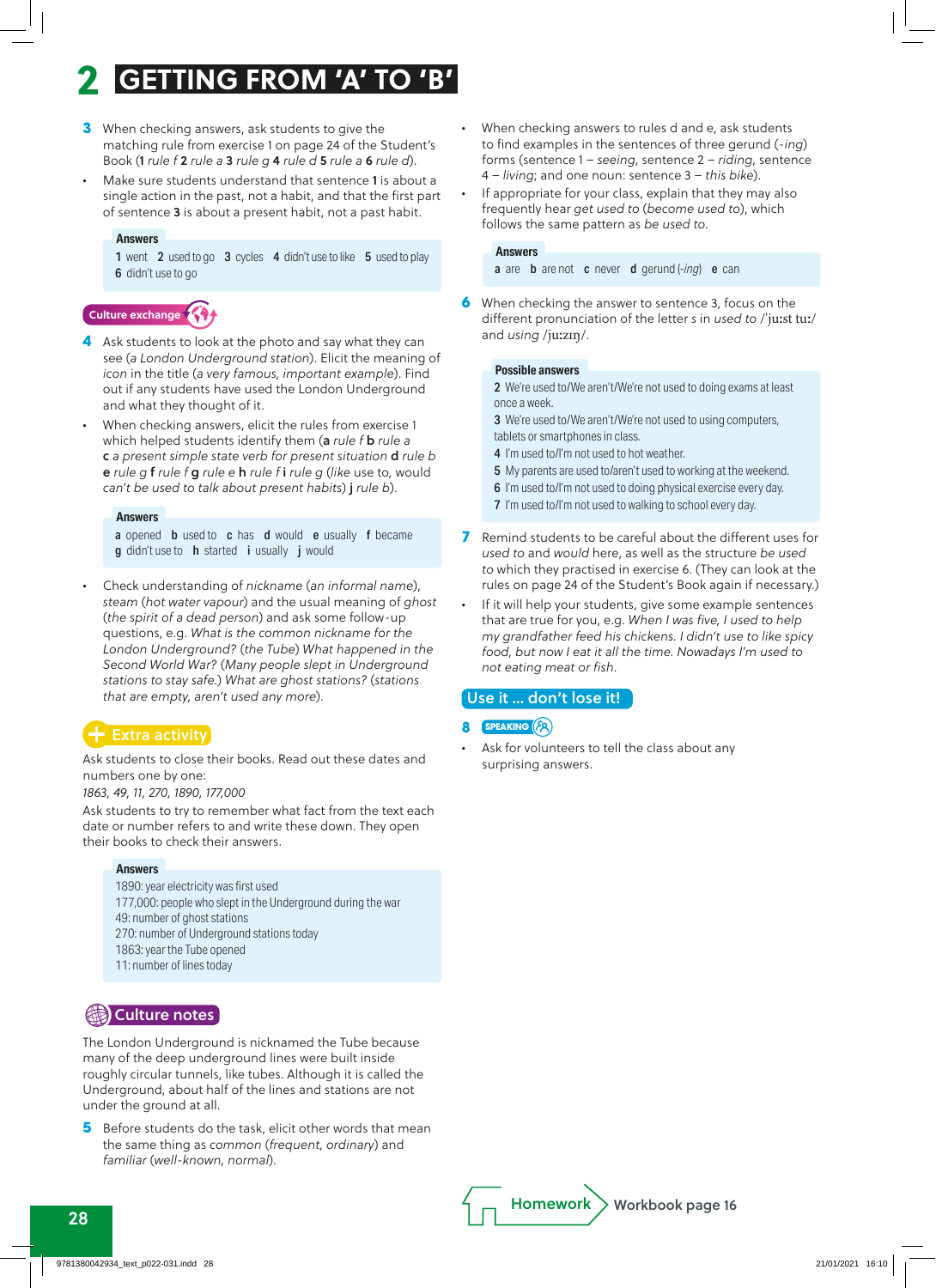# 2 GETTING FROM 'A' TO 'B'

**3** When checking answers, ask students to give the matching rule from exercise 1 on page 24 of the Student's Book (**1** *rule f* **2** *rule a* **3** *rule g* **4** *rule d* **5** *rule a* **6** *rule d*).

- Make sure students understand that sentence **1** is about a single action in the past, not a habit, and that the first part of sentence **3** is about a present habit, not a past habit.

**Answers**
**1** went **2** used to go **3** cycles **4** didn't use to like **5** used to play
**6** didn't use to go

**Culture exchange**

**4** Ask students to look at the photo and say what they can see (*a London Underground station*). Elicit the meaning of *icon* in the title (*a very famous, important example*). Find out if any students have used the London Underground and what they thought of it.

- When checking answers, elicit the rules from exercise 1 which helped students identify them (**a** *rule f* **b** *rule a* **c** *a present simple state verb for present situation* **d** *rule b* **e** *rule g* **f** *rule f* **g** *rule e* **h** *rule f* **i** *rule g* (*like* use to, would *can't be used to talk about present habits*) **j** *rule b*).

**Answers**
**a** opened **b** used to **c** has **d** would **e** usually **f** became
**g** didn't use to **h** started **i** usually **j** would

- Check understanding of *nickname* (*an informal name*), *steam* (*hot water vapour*) and the usual meaning of *ghost* (*the spirit of a dead person*) and ask some follow-up questions, e.g. *What is the common nickname for the London Underground?* (*the Tube*) *What happened in the Second World War?* (*Many people slept in Underground stations to stay safe.*) *What are ghost stations?* (*stations that are empty, aren't used any more*).

## Extra activity

Ask students to close their books. Read out these dates and numbers one by one:
*1863, 49, 11, 270, 1890, 177,000*
Ask students to try to remember what fact from the text each date or number refers to and write these down. They open their books to check their answers.

**Answers**
1890: year electricity was first used
177,000: people who slept in the Underground during the war
49: number of ghost stations
270: number of Underground stations today
1863: year the Tube opened
11: number of lines today

## Culture notes

The London Underground is nicknamed the Tube because many of the deep underground lines were built inside roughly circular tunnels, like tubes. Although it is called the Underground, about half of the lines and stations are not under the ground at all.

**5** Before students do the task, elicit other words that mean the same thing as *common* (*frequent, ordinary*) and *familiar* (*well-known, normal*).

- When checking answers to rules d and e, ask students to find examples in the sentences of three gerund (*-ing*) forms (sentence 1 – *seeing*, sentence 2 – *riding*, sentence 4 – *living*; and one noun: sentence 3 – *this bike*).
- If appropriate for your class, explain that they may also frequently hear *get used to* (*become used to*), which follows the same pattern as *be used to*.

**Answers**
**a** are **b** are not **c** never **d** gerund (*-ing*) **e** can

**6** When checking the answer to sentence 3, focus on the different pronunciation of the letter *s* in *used to* /ˈjuːst tuː/ and *using* /juːzɪŋ/.

**Possible answers**
**2** We're used to/We aren't/We're not used to doing exams at least once a week.
**3** We're used to/We aren't/We're not used to using computers, tablets or smartphones in class.
**4** I'm used to/I'm not used to hot weather.
**5** My parents are used to/aren't used to working at the weekend.
**6** I'm used to/I'm not used to doing physical exercise every day.
**7** I'm used to/I'm not used to walking to school every day.

**7** Remind students to be careful about the different uses for *used to* and *would* here, as well as the structure *be used to* which they practised in exercise 6. (They can look at the rules on page 24 of the Student's Book again if necessary.)

- If it will help your students, give some example sentences that are true for you, e.g. *When I was five, I used to help my grandfather feed his chickens. I didn't use to like spicy food, but now I eat it all the time. Nowadays I'm used to not eating meat or fish.*

## Use it ... don't lose it!

**8** SPEAKING

- Ask for volunteers to tell the class about any surprising answers.

**Homework** Workbook page 16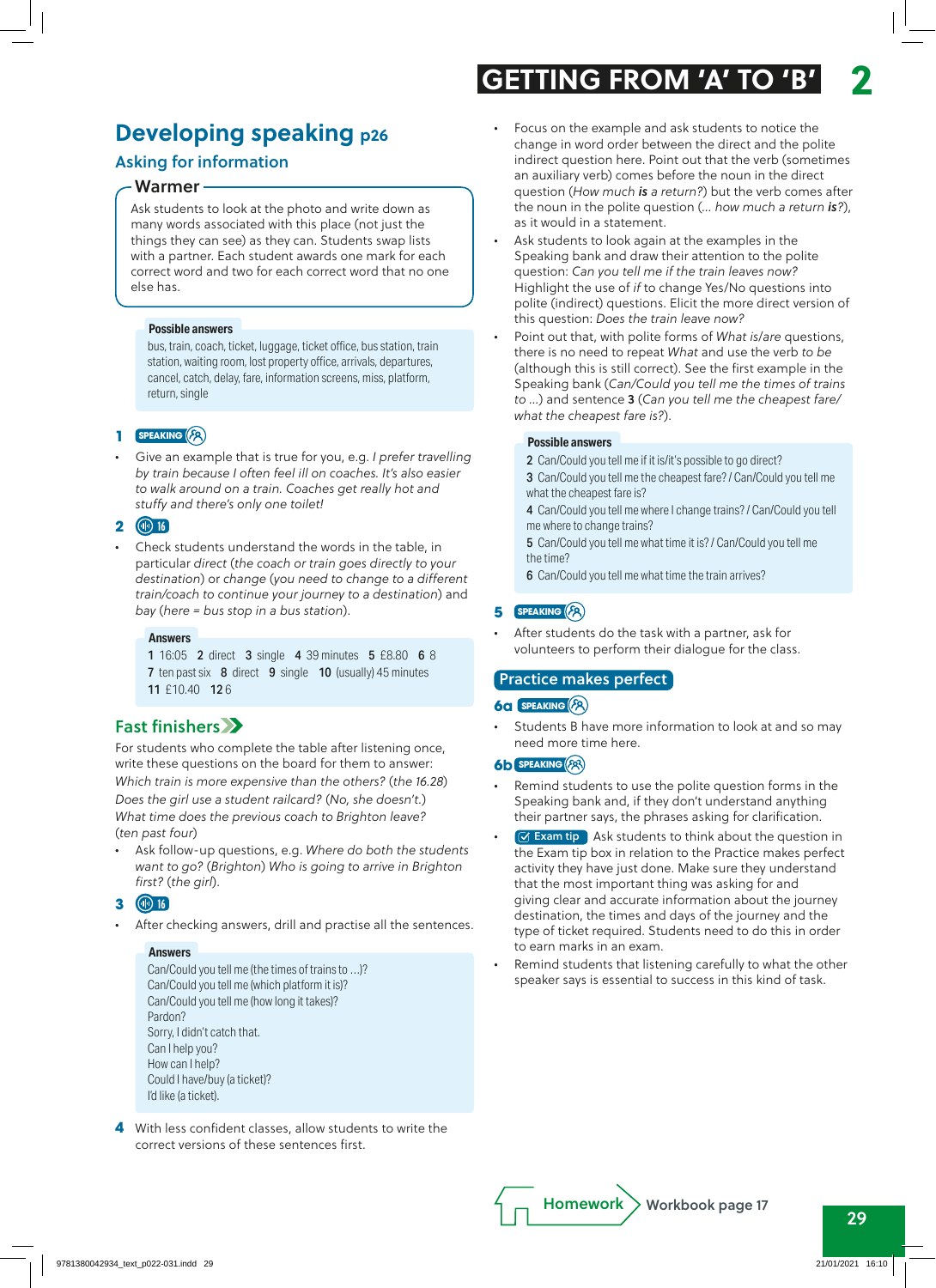# Developing speaking p26

## Asking for information

### Warmer

Ask students to look at the photo and write down as many words associated with this place (not just the things they can see) as they can. Students swap lists with a partner. Each student awards one mark for each correct word and two for each correct word that no one else has.

**Possible answers**

bus, train, coach, ticket, luggage, ticket office, bus station, train station, waiting room, lost property office, arrivals, departures, cancel, catch, delay, fare, information screens, miss, platform, return, single

**1** SPEAKING

- Give an example that is true for you, e.g. *I prefer travelling by train because I often feel ill on coaches. It's also easier to walk around on a train. Coaches get really hot and stuffy and there's only one toilet!*

**2** 16

- Check students understand the words in the table, in particular *direct* (*the coach or train goes directly to your destination*) or *change* (*you need to change to a different train/coach to continue your journey to a destination*) and *bay* (*here = bus stop in a bus station*).

**Answers**

**1** 16:05 **2** direct **3** single **4** 39 minutes **5** £8.80 **6** 8
**7** ten past six **8** direct **9** single **10** (usually) 45 minutes
**11** £10.40 **12** 6

## Fast finishers

For students who complete the table after listening once, write these questions on the board for them to answer:
*Which train is more expensive than the others?* (*the 16.28*)
*Does the girl use a student railcard?* (*No, she doesn't.*)
*What time does the previous coach to Brighton leave?* (*ten past four*)

- Ask follow-up questions, e.g. *Where do both the students want to go?* (*Brighton*) *Who is going to arrive in Brighton first?* (*the girl*).

**3** 16

- After checking answers, drill and practise all the sentences.

**Answers**

Can/Could you tell me (the times of trains to …)?
Can/Could you tell me (which platform it is)?
Can/Could you tell me (how long it takes)?
Pardon?
Sorry, I didn't catch that.
Can I help you?
How can I help?
Could I have/buy (a ticket)?
I'd like (a ticket).

**4** With less confident classes, allow students to write the correct versions of these sentences first.

- Focus on the example and ask students to notice the change in word order between the direct and the polite indirect question here. Point out that the verb (sometimes an auxiliary verb) comes before the noun in the direct question (*How much* ***is*** *a return?*) but the verb comes after the noun in the polite question (*… how much a return* ***is****?*), as it would in a statement.
- Ask students to look again at the examples in the Speaking bank and draw their attention to the polite question: *Can you tell me if the train leaves now?* Highlight the use of *if* to change Yes/No questions into polite (indirect) questions. Elicit the more direct version of this question: *Does the train leave now?*
- Point out that, with polite forms of *What is/are* questions, there is no need to repeat *What* and use the verb *to be* (although this is still correct). See the first example in the Speaking bank (*Can/Could you tell me the times of trains to …*) and sentence **3** (*Can you tell me the cheapest fare/what the cheapest fare is?*).

**Possible answers**

**2** Can/Could you tell me if it is/it's possible to go direct?
**3** Can/Could you tell me the cheapest fare? / Can/Could you tell me what the cheapest fare is?
**4** Can/Could you tell me where I change trains? / Can/Could you tell me where to change trains?
**5** Can/Could you tell me what time it is? / Can/Could you tell me the time?
**6** Can/Could you tell me what time the train arrives?

**5** SPEAKING

- After students do the task with a partner, ask for volunteers to perform their dialogue for the class.

## Practice makes perfect

**6a** SPEAKING

- Students B have more information to look at and so may need more time here.

**6b** SPEAKING

- Remind students to use the polite question forms in the Speaking bank and, if they don't understand anything their partner says, the phrases asking for clarification.
- Exam tip: Ask students to think about the question in the Exam tip box in relation to the Practice makes perfect activity they have just done. Make sure they understand that the most important thing was asking for and giving clear and accurate information about the journey destination, the times and days of the journey and the type of ticket required. Students need to do this in order to earn marks in an exam.
- Remind students that listening carefully to what the other speaker says is essential to success in this kind of task.

**Homework** Workbook page 17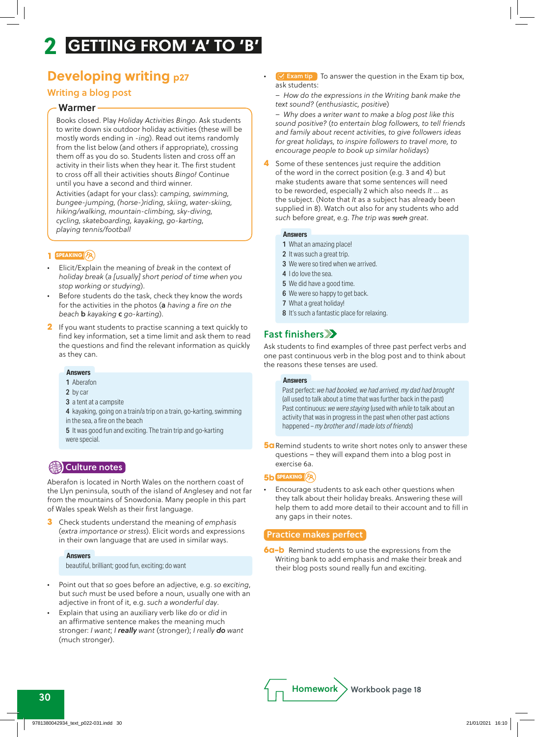# 2 GETTING FROM 'A' TO 'B'

## Developing writing p27

### Writing a blog post

**Warmer**

Books closed. Play *Holiday Activities Bingo*. Ask students to write down six outdoor holiday activities (these will be mostly words ending in *-ing*). Read out items randomly from the list below (and others if appropriate), crossing them off as you do so. Students listen and cross off an activity in their lists when they hear it. The first student to cross off all their activities shouts *Bingo!* Continue until you have a second and third winner.

Activities (adapt for your class): *camping, swimming, bungee-jumping, (horse-)riding, skiing, water-skiing, hiking/walking, mountain-climbing, sky-diving, cycling, skateboarding, kayaking, go-karting, playing tennis/football*

**1** SPEAKING

- Elicit/Explain the meaning of *break* in the context of *holiday break* (*a [usually] short period of time when you stop working or studying*).
- Before students do the task, check they know the words for the activities in the photos (**a** *having a fire on the beach* **b** *kayaking* **c** *go-karting*).

**2** If you want students to practise scanning a text quickly to find key information, set a time limit and ask them to read the questions and find the relevant information as quickly as they can.

**Answers**

1 Aberafon
2 by car
3 a tent at a campsite
4 kayaking, going on a train/a trip on a train, go-karting, swimming in the sea, a fire on the beach
5 It was good fun and exciting. The train trip and go-karting were special.

**Culture notes**

Aberafon is located in North Wales on the northern coast of the Llyn peninsula, south of the island of Anglesey and not far from the mountains of Snowdonia. Many people in this part of Wales speak Welsh as their first language.

**3** Check students understand the meaning of *emphasis* (*extra importance or stress*). Elicit words and expressions in their own language that are used in similar ways.

**Answers**

beautiful, brilliant; good fun, exciting; do want

- Point out that *so* goes before an adjective, e.g. *so exciting*, but *such* must be used before a noun, usually one with an adjective in front of it, e.g. *such a wonderful day*.
- Explain that using an auxiliary verb like *do* or *did* in an affirmative sentence makes the meaning much stronger: *I want*; *I **really** want* (stronger); *I really **do** want* (much stronger).

- Exam tip To answer the question in the Exam tip box, ask students:
  – *How do the expressions in the Writing bank make the text sound? (enthusiastic, positive)*
  – *Why does a writer want to make a blog post like this sound positive? (to entertain blog followers, to tell friends and family about recent activities, to give followers ideas for great holidays, to inspire followers to travel more, to encourage people to book up similar holidays)*

**4** Some of these sentences just require the addition of the word in the correct position (e.g. 3 and 4) but make students aware that some sentences will need to be reworded, especially 2 which also needs *It ...* as the subject. (Note that *It* as a subject has already been supplied in 8). Watch out also for any students who add *such* before *great*, e.g. *The trip was ~~such~~ great*.

**Answers**

1 What an amazing place!
2 It was such a great trip.
3 We were so tired when we arrived.
4 I do love the sea.
5 We did have a good time.
6 We were so happy to get back.
7 What a great holiday!
8 It's such a fantastic place for relaxing.

**Fast finishers**

Ask students to find examples of three past perfect verbs and one past continuous verb in the blog post and to think about the reasons these tenses are used.

**Answers**

Past perfect: *we had booked, we had arrived, my dad had brought* (all used to talk about a time that was further back in the past)
Past continuous: *we were staying* (used with *while* to talk about an activity that was in progress in the past when other past actions happened – *my brother and I made lots of friends*)

**5a** Remind students to write short notes only to answer these questions – they will expand them into a blog post in exercise 6a.

**5b** SPEAKING

- Encourage students to ask each other questions when they talk about their holiday breaks. Answering these will help them to add more detail to their account and to fill in any gaps in their notes.

**Practice makes perfect**

**6a–b** Remind students to use the expressions from the Writing bank to add emphasis and make their break and their blog posts sound really fun and exciting.

**Homework** Workbook page 18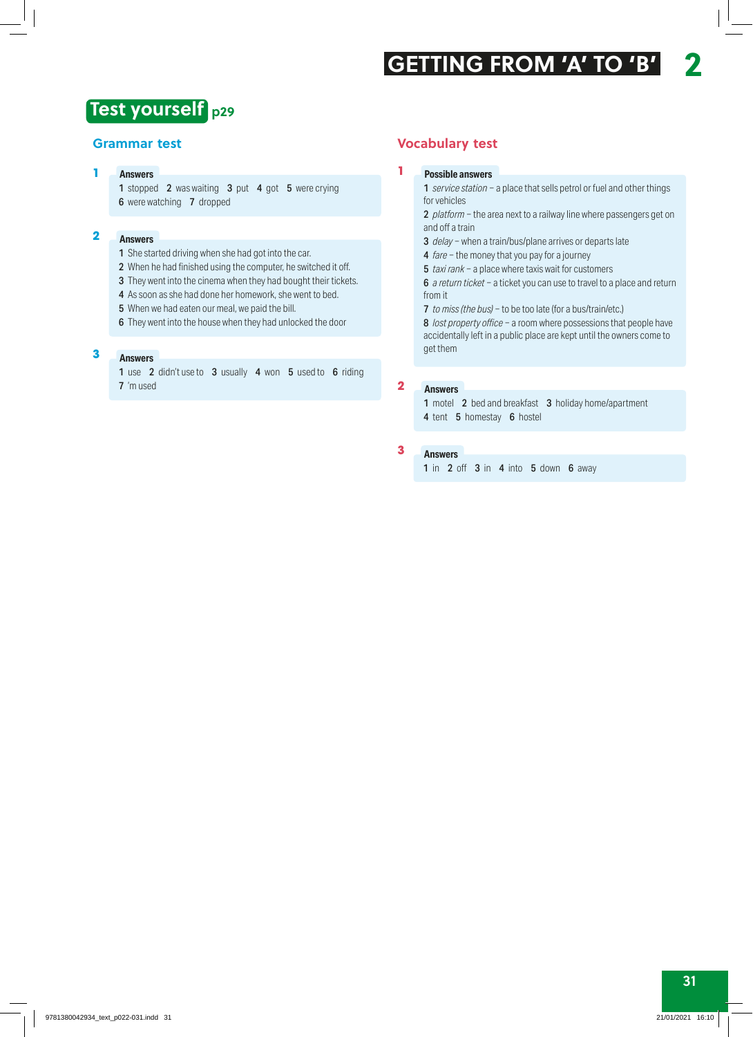## Test yourself p29

### Grammar test

**1**

**Answers**

**1** stopped **2** was waiting **3** put **4** got **5** were crying **6** were watching **7** dropped

**2**

**Answers**

**1** She started driving when she had got into the car.
**2** When he had finished using the computer, he switched it off.
**3** They went into the cinema when they had bought their tickets.
**4** As soon as she had done her homework, she went to bed.
**5** When we had eaten our meal, we paid the bill.
**6** They went into the house when they had unlocked the door

**3**

**Answers**

**1** use **2** didn't use to **3** usually **4** won **5** used to **6** riding **7** 'm used

### Vocabulary test

**1**

**Possible answers**

**1** *service station* – a place that sells petrol or fuel and other things for vehicles
**2** *platform* – the area next to a railway line where passengers get on and off a train
**3** *delay* – when a train/bus/plane arrives or departs late
**4** *fare* – the money that you pay for a journey
**5** *taxi rank* – a place where taxis wait for customers
**6** *a return ticket* – a ticket you can use to travel to a place and return from it
**7** *to miss (the bus)* – to be too late (for a bus/train/etc.)
**8** *lost property office* – a room where possessions that people have accidentally left in a public place are kept until the owners come to get them

**2**

**Answers**

**1** motel **2** bed and breakfast **3** holiday home/apartment **4** tent **5** homestay **6** hostel

**3**

**Answers**

**1** in **2** off **3** in **4** into **5** down **6** away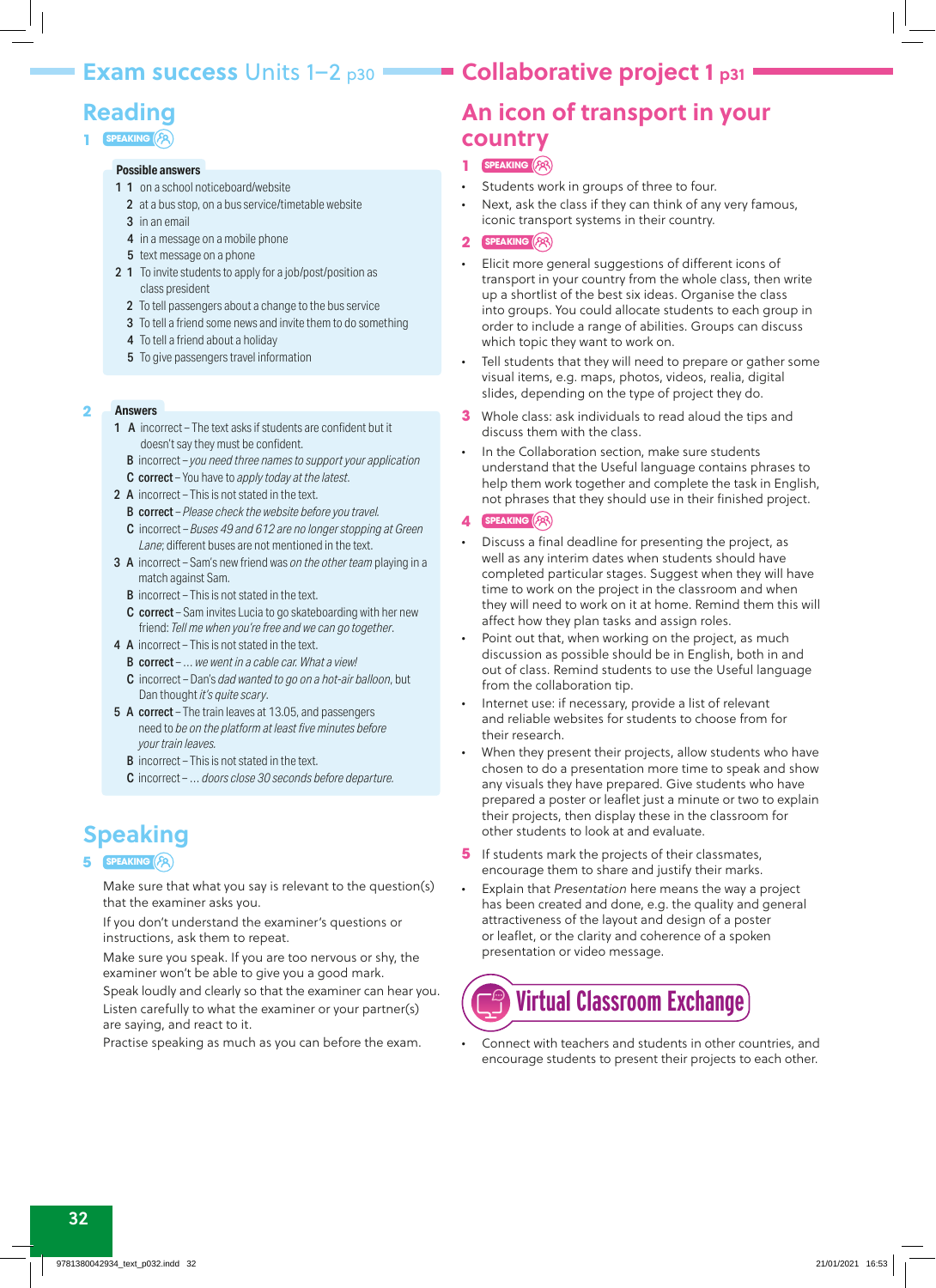## Exam success Units 1–2 p30

### Reading

**1** SPEAKING

**Possible answers**

1 1 on a school noticeboard/website
 2 at a bus stop, on a bus service/timetable website
 3 in an email
 4 in a message on a mobile phone
 5 text message on a phone

2 1 To invite students to apply for a job/post/position as class president
 2 To tell passengers about a change to the bus service
 3 To tell a friend some news and invite them to do something
 4 To tell a friend about a holiday
 5 To give passengers travel information

**2**

**Answers**

1 A incorrect – The text asks if students are confident but it doesn't say they must be confident.
 B incorrect – *you need three names to support your application*
 C **correct** – You have to *apply today at the latest.*

2 A incorrect – This is not stated in the text.
 B **correct** – *Please check the website before you travel.*
 C incorrect – *Buses 49 and 612 are no longer stopping at Green Lane*; different buses are not mentioned in the text.

3 A incorrect – Sam's new friend was *on the other team* playing in a match against Sam.
 B incorrect – This is not stated in the text.
 C **correct** – Sam invites Lucia to go skateboarding with her new friend: *Tell me when you're free and we can go together.*

4 A incorrect – This is not stated in the text.
 B **correct** – *... we went in a cable car. What a view!*
 C incorrect – Dan's *dad wanted to go on a hot-air balloon*, but Dan thought *it's quite scary*.

5 A **correct** – The train leaves at 13.05, and passengers need to *be on the platform at least five minutes before your train leaves.*
 B incorrect – This is not stated in the text.
 C incorrect – *... doors close 30 seconds before departure.*

### Speaking

**5** SPEAKING

Make sure that what you say is relevant to the question(s) that the examiner asks you.

If you don't understand the examiner's questions or instructions, ask them to repeat.

Make sure you speak. If you are too nervous or shy, the examiner won't be able to give you a good mark.

Speak loudly and clearly so that the examiner can hear you.

Listen carefully to what the examiner or your partner(s) are saying, and react to it.

Practise speaking as much as you can before the exam.

## Collaborative project 1 p31

### An icon of transport in your country

**1** SPEAKING

- Students work in groups of three to four.
- Next, ask the class if they can think of any very famous, iconic transport systems in their country.

**2** SPEAKING

- Elicit more general suggestions of different icons of transport in your country from the whole class, then write up a shortlist of the best six ideas. Organise the class into groups. You could allocate students to each group in order to include a range of abilities. Groups can discuss which topic they want to work on.
- Tell students that they will need to prepare or gather some visual items, e.g. maps, photos, videos, realia, digital slides, depending on the type of project they do.

**3** Whole class: ask individuals to read aloud the tips and discuss them with the class.

- In the Collaboration section, make sure students understand that the Useful language contains phrases to help them work together and complete the task in English, not phrases that they should use in their finished project.

**4** SPEAKING

- Discuss a final deadline for presenting the project, as well as any interim dates when students should have completed particular stages. Suggest when they will have time to work on the project in the classroom and when they will need to work on it at home. Remind them this will affect how they plan tasks and assign roles.
- Point out that, when working on the project, as much discussion as possible should be in English, both in and out of class. Remind students to use the Useful language from the collaboration tip.
- Internet use: if necessary, provide a list of relevant and reliable websites for students to choose from for their research.
- When they present their projects, allow students who have chosen to do a presentation more time to speak and show any visuals they have prepared. Give students who have prepared a poster or leaflet just a minute or two to explain their projects, then display these in the classroom for other students to look at and evaluate.

**5** If students mark the projects of their classmates, encourage them to share and justify their marks.

- Explain that *Presentation* here means the way a project has been created and done, e.g. the quality and general attractiveness of the layout and design of a poster or leaflet, or the clarity and coherence of a spoken presentation or video message.

**Virtual Classroom Exchange**

- Connect with teachers and students in other countries, and encourage students to present their projects to each other.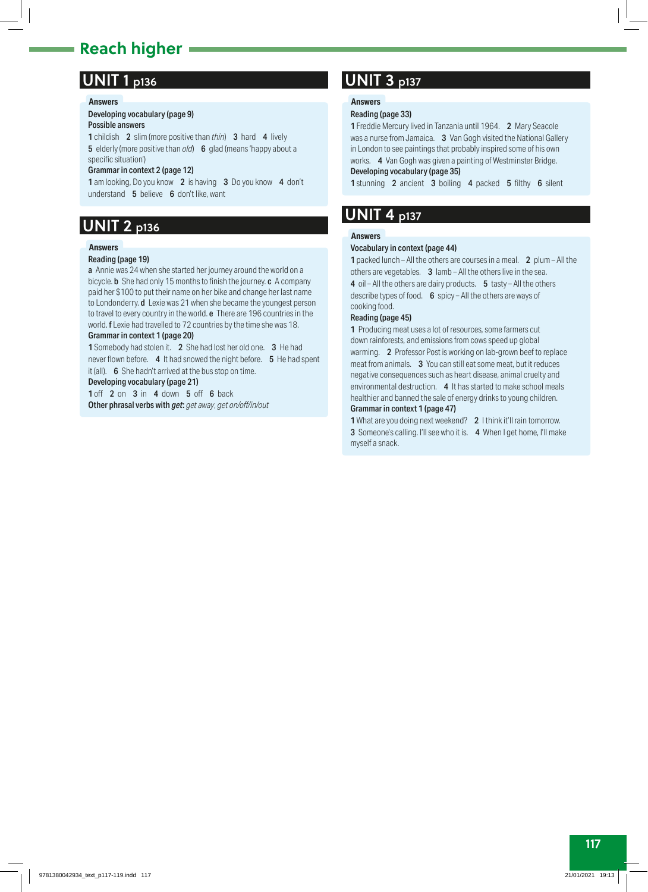# Reach higher

## UNIT 1 p136

**Answers**

**Developing vocabulary (page 9)**
**Possible answers**

**1** childish **2** slim (more positive than *thin*) **3** hard **4** lively **5** elderly (more positive than *old*) **6** glad (means 'happy about a specific situation')

**Grammar in context 2 (page 12)**

**1** am looking, Do you know **2** is having **3** Do you know **4** don't understand **5** believe **6** don't like, want

## UNIT 2 p136

**Answers**

**Reading (page 19)**

**a** Annie was 24 when she started her journey around the world on a bicycle. **b** She had only 15 months to finish the journey. **c** A company paid her $100 to put their name on her bike and change her last name to Londonderry. **d** Lexie was 21 when she became the youngest person to travel to every country in the world. **e** There are 196 countries in the world. **f** Lexie had travelled to 72 countries by the time she was 18.

**Grammar in context 1 (page 20)**

**1** Somebody had stolen it. **2** She had lost her old one. **3** He had never flown before. **4** It had snowed the night before. **5** He had spent it (all). **6** She hadn't arrived at the bus stop on time.

**Developing vocabulary (page 21)**

**1** off **2** on **3** in **4** down **5** off **6** back

**Other phrasal verbs with *get*:** *get away*, *get on/off/in/out*

## UNIT 3 p137

**Answers**

**Reading (page 33)**

**1** Freddie Mercury lived in Tanzania until 1964. **2** Mary Seacole was a nurse from Jamaica. **3** Van Gogh visited the National Gallery in London to see paintings that probably inspired some of his own works. **4** Van Gogh was given a painting of Westminster Bridge.

**Developing vocabulary (page 35)**

**1** stunning **2** ancient **3** boiling **4** packed **5** filthy **6** silent

## UNIT 4 p137

**Answers**

**Vocabulary in context (page 44)**

**1** packed lunch – All the others are courses in a meal. **2** plum – All the others are vegetables. **3** lamb – All the others live in the sea. **4** oil – All the others are dairy products. **5** tasty – All the others describe types of food. **6** spicy – All the others are ways of cooking food.

**Reading (page 45)**

**1** Producing meat uses a lot of resources, some farmers cut down rainforests, and emissions from cows speed up global warming. **2** Professor Post is working on lab-grown beef to replace meat from animals. **3** You can still eat some meat, but it reduces negative consequences such as heart disease, animal cruelty and environmental destruction. **4** It has started to make school meals healthier and banned the sale of energy drinks to young children.

**Grammar in context 1 (page 47)**

**1** What are you doing next weekend? **2** I think it'll rain tomorrow. **3** Someone's calling. I'll see who it is. **4** When I get home, I'll make myself a snack.